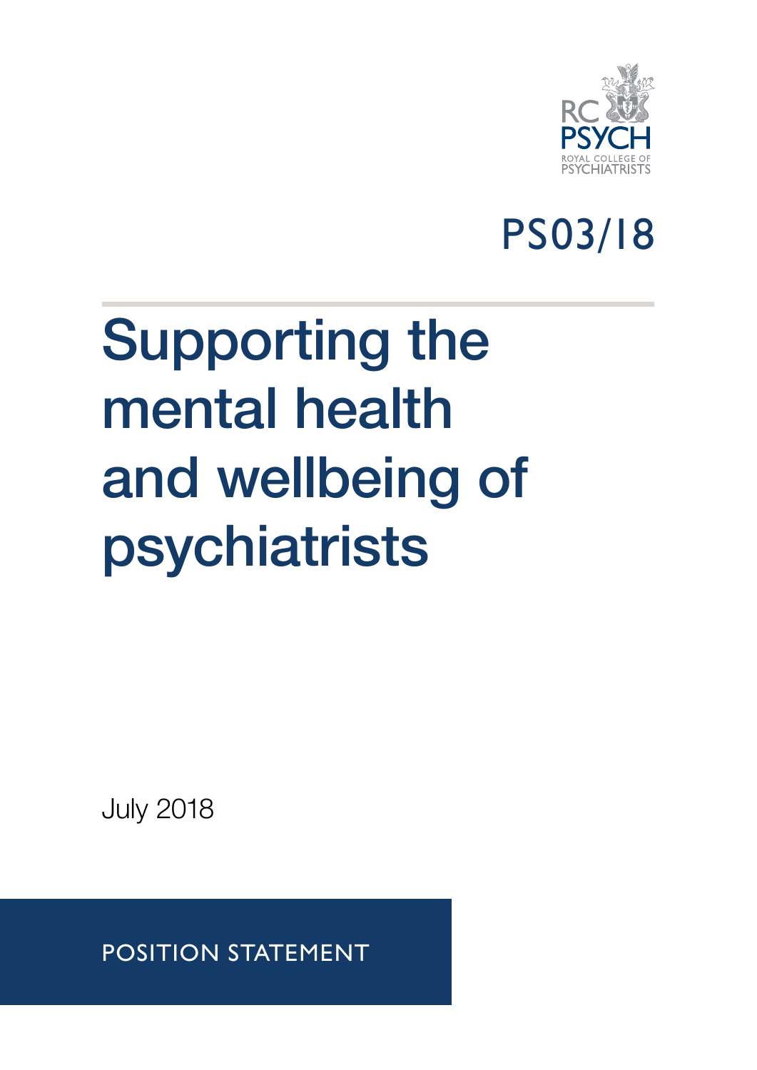RC PSYCH
ROYAL COLLEGE OF PSYCHIATRISTS

PS03/18

# Supporting the mental health and wellbeing of psychiatrists

July 2018

POSITION STATEMENT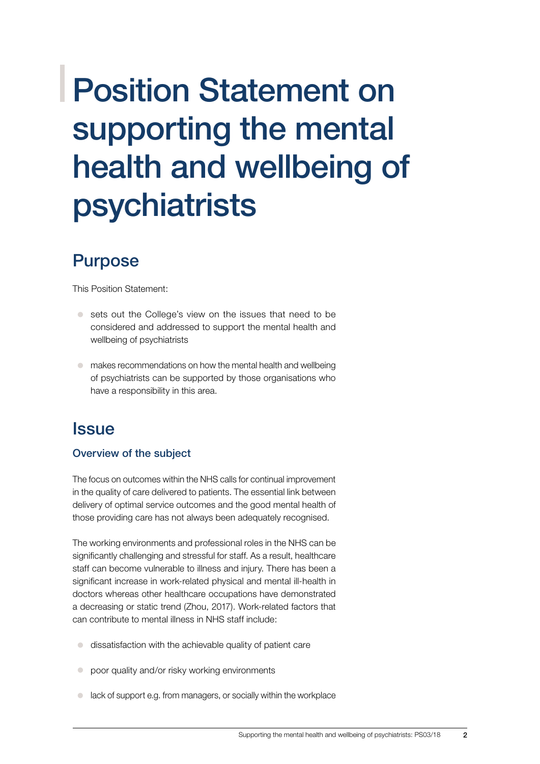# Position Statement on supporting the mental health and wellbeing of psychiatrists

## Purpose

This Position Statement:

- sets out the College's view on the issues that need to be considered and addressed to support the mental health and wellbeing of psychiatrists
- makes recommendations on how the mental health and wellbeing of psychiatrists can be supported by those organisations who have a responsibility in this area.

## Issue

### Overview of the subject

The focus on outcomes within the NHS calls for continual improvement in the quality of care delivered to patients. The essential link between delivery of optimal service outcomes and the good mental health of those providing care has not always been adequately recognised.

The working environments and professional roles in the NHS can be significantly challenging and stressful for staff. As a result, healthcare staff can become vulnerable to illness and injury. There has been a significant increase in work-related physical and mental ill-health in doctors whereas other healthcare occupations have demonstrated a decreasing or static trend (Zhou, 2017). Work-related factors that can contribute to mental illness in NHS staff include:

- dissatisfaction with the achievable quality of patient care
- poor quality and/or risky working environments
- lack of support e.g. from managers, or socially within the workplace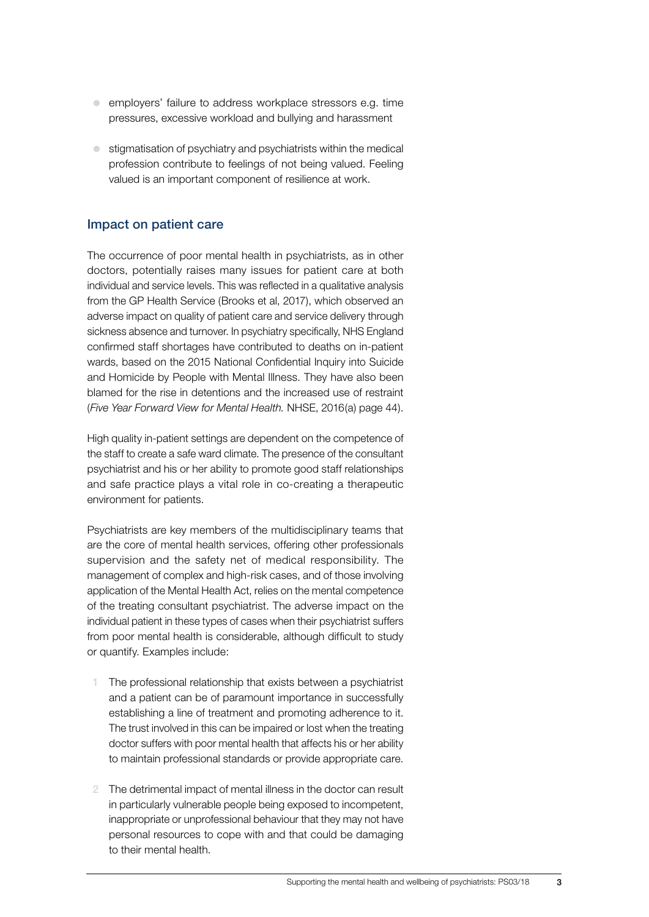- employers' failure to address workplace stressors e.g. time pressures, excessive workload and bullying and harassment
- stigmatisation of psychiatry and psychiatrists within the medical profession contribute to feelings of not being valued. Feeling valued is an important component of resilience at work.

## Impact on patient care

The occurrence of poor mental health in psychiatrists, as in other doctors, potentially raises many issues for patient care at both individual and service levels. This was reflected in a qualitative analysis from the GP Health Service (Brooks et al, 2017), which observed an adverse impact on quality of patient care and service delivery through sickness absence and turnover. In psychiatry specifically, NHS England confirmed staff shortages have contributed to deaths on in-patient wards, based on the 2015 National Confidential Inquiry into Suicide and Homicide by People with Mental Illness. They have also been blamed for the rise in detentions and the increased use of restraint (*Five Year Forward View for Mental Health.* NHSE, 2016(a) page 44).

High quality in-patient settings are dependent on the competence of the staff to create a safe ward climate. The presence of the consultant psychiatrist and his or her ability to promote good staff relationships and safe practice plays a vital role in co-creating a therapeutic environment for patients.

Psychiatrists are key members of the multidisciplinary teams that are the core of mental health services, offering other professionals supervision and the safety net of medical responsibility. The management of complex and high-risk cases, and of those involving application of the Mental Health Act, relies on the mental competence of the treating consultant psychiatrist. The adverse impact on the individual patient in these types of cases when their psychiatrist suffers from poor mental health is considerable, although difficult to study or quantify. Examples include:

1. The professional relationship that exists between a psychiatrist and a patient can be of paramount importance in successfully establishing a line of treatment and promoting adherence to it. The trust involved in this can be impaired or lost when the treating doctor suffers with poor mental health that affects his or her ability to maintain professional standards or provide appropriate care.
2. The detrimental impact of mental illness in the doctor can result in particularly vulnerable people being exposed to incompetent, inappropriate or unprofessional behaviour that they may not have personal resources to cope with and that could be damaging to their mental health.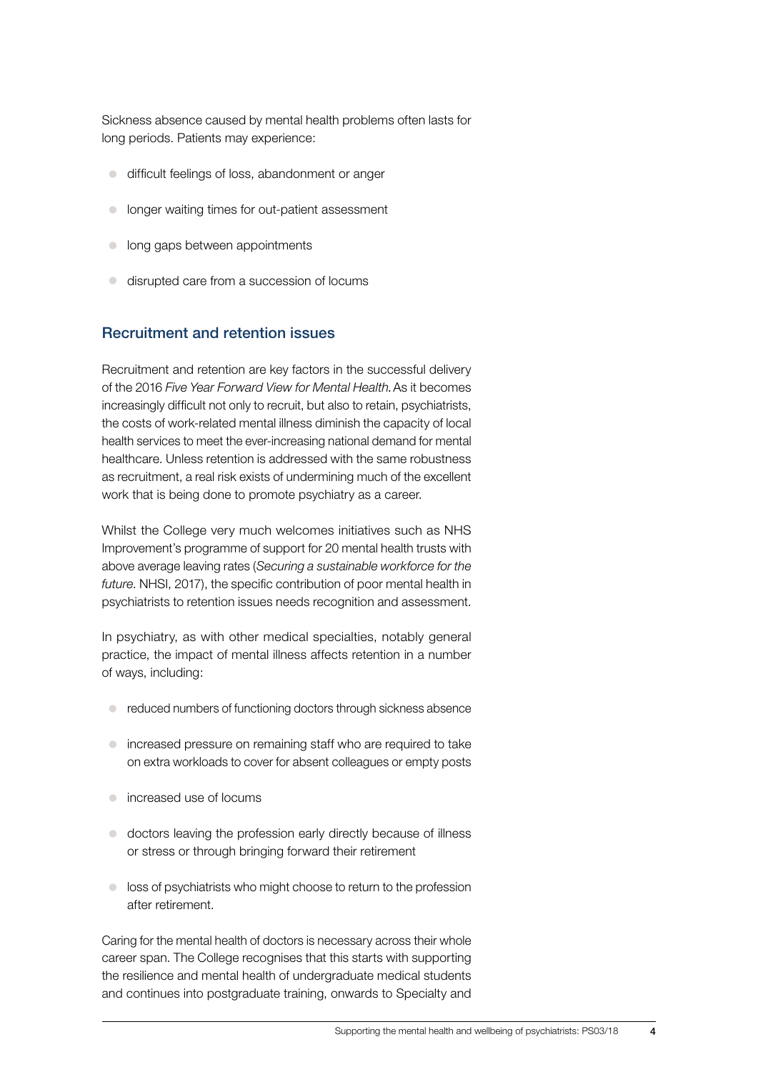Sickness absence caused by mental health problems often lasts for long periods. Patients may experience:

- difficult feelings of loss, abandonment or anger
- longer waiting times for out-patient assessment
- long gaps between appointments
- disrupted care from a succession of locums

## Recruitment and retention issues

Recruitment and retention are key factors in the successful delivery of the 2016 *Five Year Forward View for Mental Health*. As it becomes increasingly difficult not only to recruit, but also to retain, psychiatrists, the costs of work-related mental illness diminish the capacity of local health services to meet the ever-increasing national demand for mental healthcare. Unless retention is addressed with the same robustness as recruitment, a real risk exists of undermining much of the excellent work that is being done to promote psychiatry as a career.

Whilst the College very much welcomes initiatives such as NHS Improvement's programme of support for 20 mental health trusts with above average leaving rates (*Securing a sustainable workforce for the future*. NHSI, 2017), the specific contribution of poor mental health in psychiatrists to retention issues needs recognition and assessment.

In psychiatry, as with other medical specialties, notably general practice, the impact of mental illness affects retention in a number of ways, including:

- reduced numbers of functioning doctors through sickness absence
- increased pressure on remaining staff who are required to take on extra workloads to cover for absent colleagues or empty posts
- increased use of locums
- doctors leaving the profession early directly because of illness or stress or through bringing forward their retirement
- loss of psychiatrists who might choose to return to the profession after retirement.

Caring for the mental health of doctors is necessary across their whole career span. The College recognises that this starts with supporting the resilience and mental health of undergraduate medical students and continues into postgraduate training, onwards to Specialty and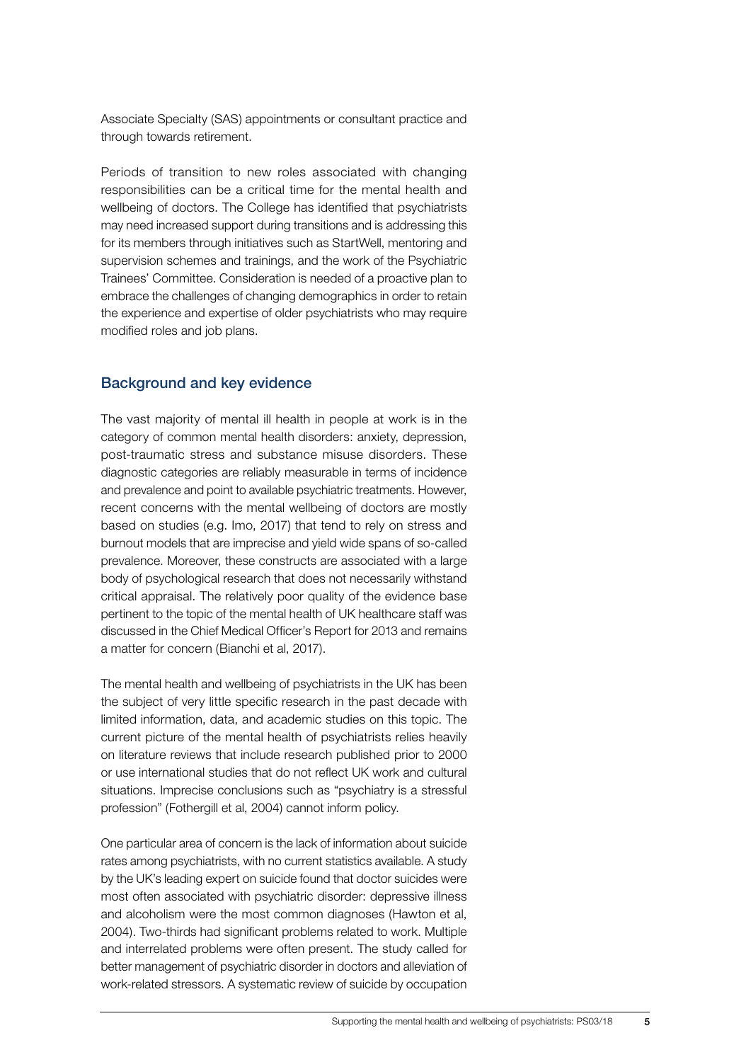Associate Specialty (SAS) appointments or consultant practice and through towards retirement.

Periods of transition to new roles associated with changing responsibilities can be a critical time for the mental health and wellbeing of doctors. The College has identified that psychiatrists may need increased support during transitions and is addressing this for its members through initiatives such as StartWell, mentoring and supervision schemes and trainings, and the work of the Psychiatric Trainees' Committee. Consideration is needed of a proactive plan to embrace the challenges of changing demographics in order to retain the experience and expertise of older psychiatrists who may require modified roles and job plans.

## Background and key evidence

The vast majority of mental ill health in people at work is in the category of common mental health disorders: anxiety, depression, post-traumatic stress and substance misuse disorders. These diagnostic categories are reliably measurable in terms of incidence and prevalence and point to available psychiatric treatments. However, recent concerns with the mental wellbeing of doctors are mostly based on studies (e.g. Imo, 2017) that tend to rely on stress and burnout models that are imprecise and yield wide spans of so-called prevalence. Moreover, these constructs are associated with a large body of psychological research that does not necessarily withstand critical appraisal. The relatively poor quality of the evidence base pertinent to the topic of the mental health of UK healthcare staff was discussed in the Chief Medical Officer's Report for 2013 and remains a matter for concern (Bianchi et al, 2017).

The mental health and wellbeing of psychiatrists in the UK has been the subject of very little specific research in the past decade with limited information, data, and academic studies on this topic. The current picture of the mental health of psychiatrists relies heavily on literature reviews that include research published prior to 2000 or use international studies that do not reflect UK work and cultural situations. Imprecise conclusions such as "psychiatry is a stressful profession" (Fothergill et al, 2004) cannot inform policy.

One particular area of concern is the lack of information about suicide rates among psychiatrists, with no current statistics available. A study by the UK's leading expert on suicide found that doctor suicides were most often associated with psychiatric disorder: depressive illness and alcoholism were the most common diagnoses (Hawton et al, 2004). Two-thirds had significant problems related to work. Multiple and interrelated problems were often present. The study called for better management of psychiatric disorder in doctors and alleviation of work-related stressors. A systematic review of suicide by occupation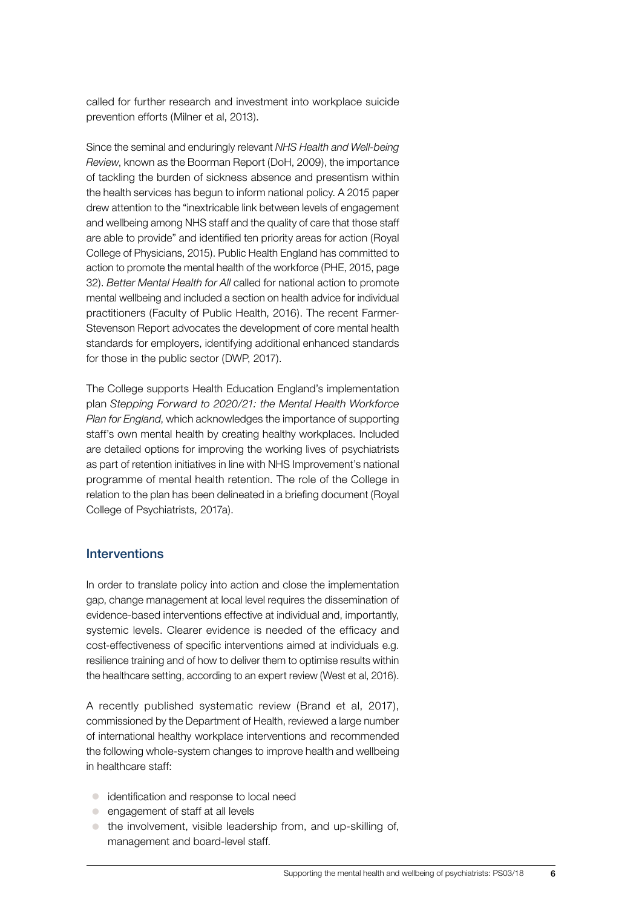called for further research and investment into workplace suicide prevention efforts (Milner et al, 2013).

Since the seminal and enduringly relevant *NHS Health and Well-being Review*, known as the Boorman Report (DoH, 2009), the importance of tackling the burden of sickness absence and presentism within the health services has begun to inform national policy. A 2015 paper drew attention to the "inextricable link between levels of engagement and wellbeing among NHS staff and the quality of care that those staff are able to provide" and identified ten priority areas for action (Royal College of Physicians, 2015). Public Health England has committed to action to promote the mental health of the workforce (PHE, 2015, page 32). *Better Mental Health for All* called for national action to promote mental wellbeing and included a section on health advice for individual practitioners (Faculty of Public Health, 2016). The recent Farmer-Stevenson Report advocates the development of core mental health standards for employers, identifying additional enhanced standards for those in the public sector (DWP, 2017).

The College supports Health Education England's implementation plan *Stepping Forward to 2020/21: the Mental Health Workforce Plan for England*, which acknowledges the importance of supporting staff's own mental health by creating healthy workplaces. Included are detailed options for improving the working lives of psychiatrists as part of retention initiatives in line with NHS Improvement's national programme of mental health retention. The role of the College in relation to the plan has been delineated in a briefing document (Royal College of Psychiatrists, 2017a).

## Interventions

In order to translate policy into action and close the implementation gap, change management at local level requires the dissemination of evidence-based interventions effective at individual and, importantly, systemic levels. Clearer evidence is needed of the efficacy and cost-effectiveness of specific interventions aimed at individuals e.g. resilience training and of how to deliver them to optimise results within the healthcare setting, according to an expert review (West et al, 2016).

A recently published systematic review (Brand et al, 2017), commissioned by the Department of Health, reviewed a large number of international healthy workplace interventions and recommended the following whole-system changes to improve health and wellbeing in healthcare staff:

- identification and response to local need
- engagement of staff at all levels
- the involvement, visible leadership from, and up-skilling of, management and board-level staff.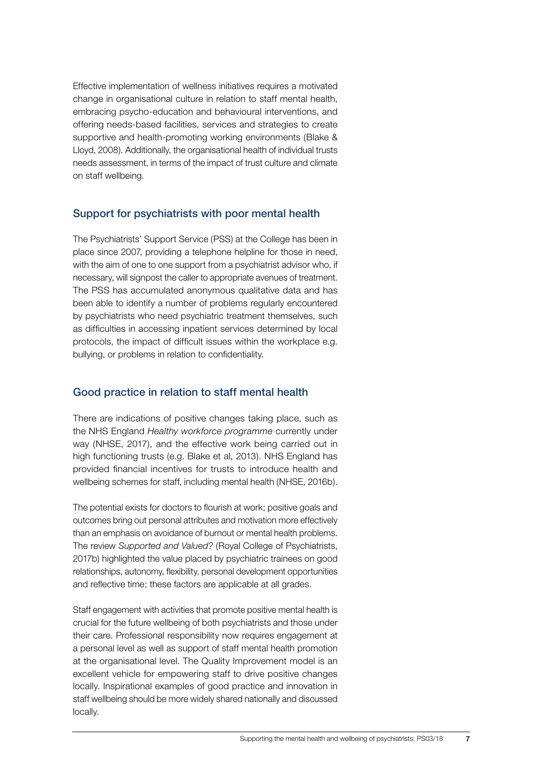Effective implementation of wellness initiatives requires a motivated change in organisational culture in relation to staff mental health, embracing psycho-education and behavioural interventions, and offering needs-based facilities, services and strategies to create supportive and health-promoting working environments (Blake & Lloyd, 2008). Additionally, the organisational health of individual trusts needs assessment, in terms of the impact of trust culture and climate on staff wellbeing.

## Support for psychiatrists with poor mental health

The Psychiatrists' Support Service (PSS) at the College has been in place since 2007, providing a telephone helpline for those in need, with the aim of one to one support from a psychiatrist advisor who, if necessary, will signpost the caller to appropriate avenues of treatment. The PSS has accumulated anonymous qualitative data and has been able to identify a number of problems regularly encountered by psychiatrists who need psychiatric treatment themselves, such as difficulties in accessing inpatient services determined by local protocols, the impact of difficult issues within the workplace e.g. bullying, or problems in relation to confidentiality.

## Good practice in relation to staff mental health

There are indications of positive changes taking place, such as the NHS England *Healthy workforce programme* currently under way (NHSE, 2017), and the effective work being carried out in high functioning trusts (e.g. Blake et al, 2013). NHS England has provided financial incentives for trusts to introduce health and wellbeing schemes for staff, including mental health (NHSE, 2016b).

The potential exists for doctors to flourish at work; positive goals and outcomes bring out personal attributes and motivation more effectively than an emphasis on avoidance of burnout or mental health problems. The review *Supported and Valued?* (Royal College of Psychiatrists, 2017b) highlighted the value placed by psychiatric trainees on good relationships, autonomy, flexibility, personal development opportunities and reflective time; these factors are applicable at all grades.

Staff engagement with activities that promote positive mental health is crucial for the future wellbeing of both psychiatrists and those under their care. Professional responsibility now requires engagement at a personal level as well as support of staff mental health promotion at the organisational level. The Quality Improvement model is an excellent vehicle for empowering staff to drive positive changes locally. Inspirational examples of good practice and innovation in staff wellbeing should be more widely shared nationally and discussed locally.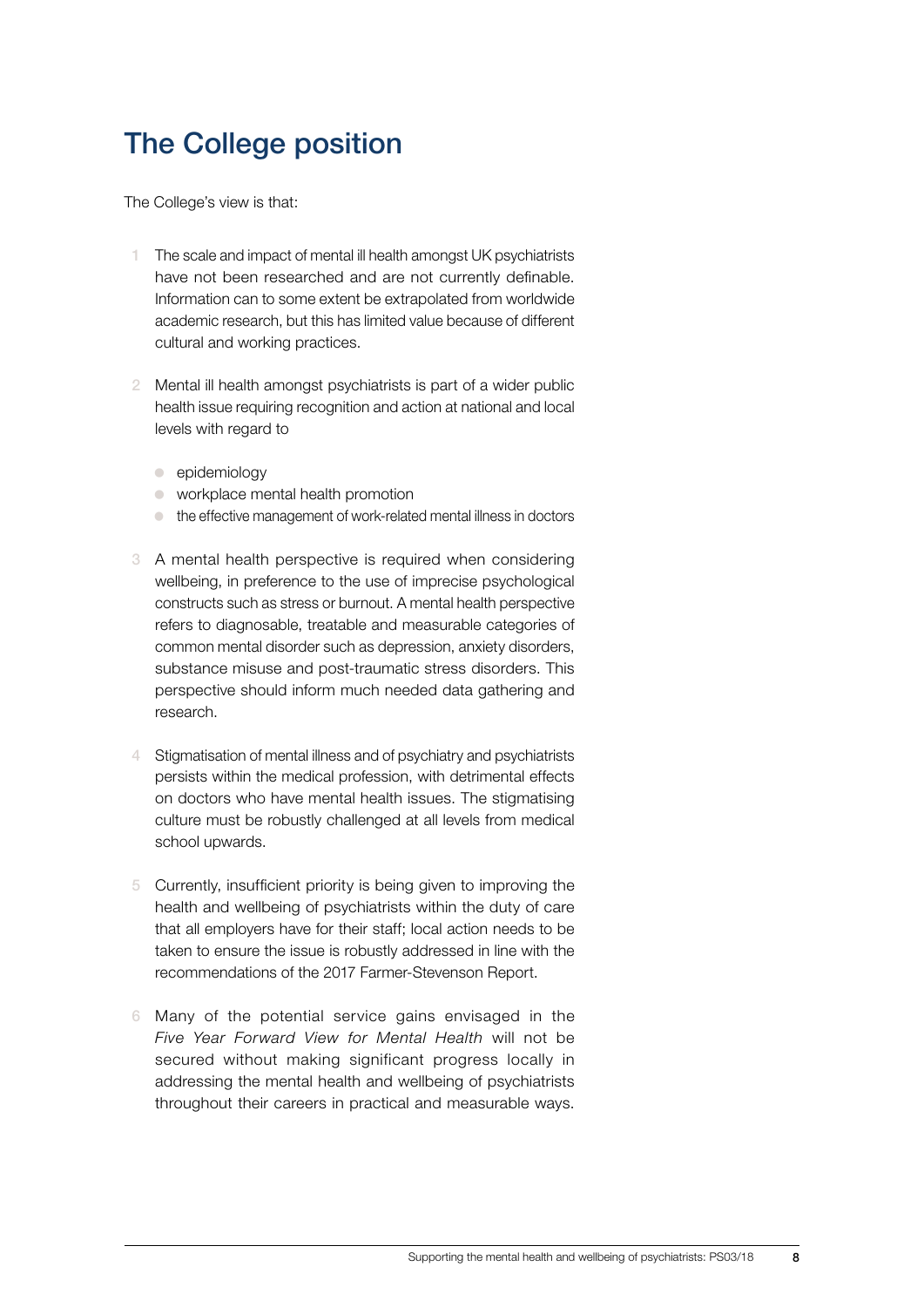# The College position

The College's view is that:

1. The scale and impact of mental ill health amongst UK psychiatrists have not been researched and are not currently definable. Information can to some extent be extrapolated from worldwide academic research, but this has limited value because of different cultural and working practices.

2. Mental ill health amongst psychiatrists is part of a wider public health issue requiring recognition and action at national and local levels with regard to

   - epidemiology
   - workplace mental health promotion
   - the effective management of work-related mental illness in doctors

3. A mental health perspective is required when considering wellbeing, in preference to the use of imprecise psychological constructs such as stress or burnout. A mental health perspective refers to diagnosable, treatable and measurable categories of common mental disorder such as depression, anxiety disorders, substance misuse and post-traumatic stress disorders. This perspective should inform much needed data gathering and research.

4. Stigmatisation of mental illness and of psychiatry and psychiatrists persists within the medical profession, with detrimental effects on doctors who have mental health issues. The stigmatising culture must be robustly challenged at all levels from medical school upwards.

5. Currently, insufficient priority is being given to improving the health and wellbeing of psychiatrists within the duty of care that all employers have for their staff; local action needs to be taken to ensure the issue is robustly addressed in line with the recommendations of the 2017 Farmer-Stevenson Report.

6. Many of the potential service gains envisaged in the *Five Year Forward View for Mental Health* will not be secured without making significant progress locally in addressing the mental health and wellbeing of psychiatrists throughout their careers in practical and measurable ways.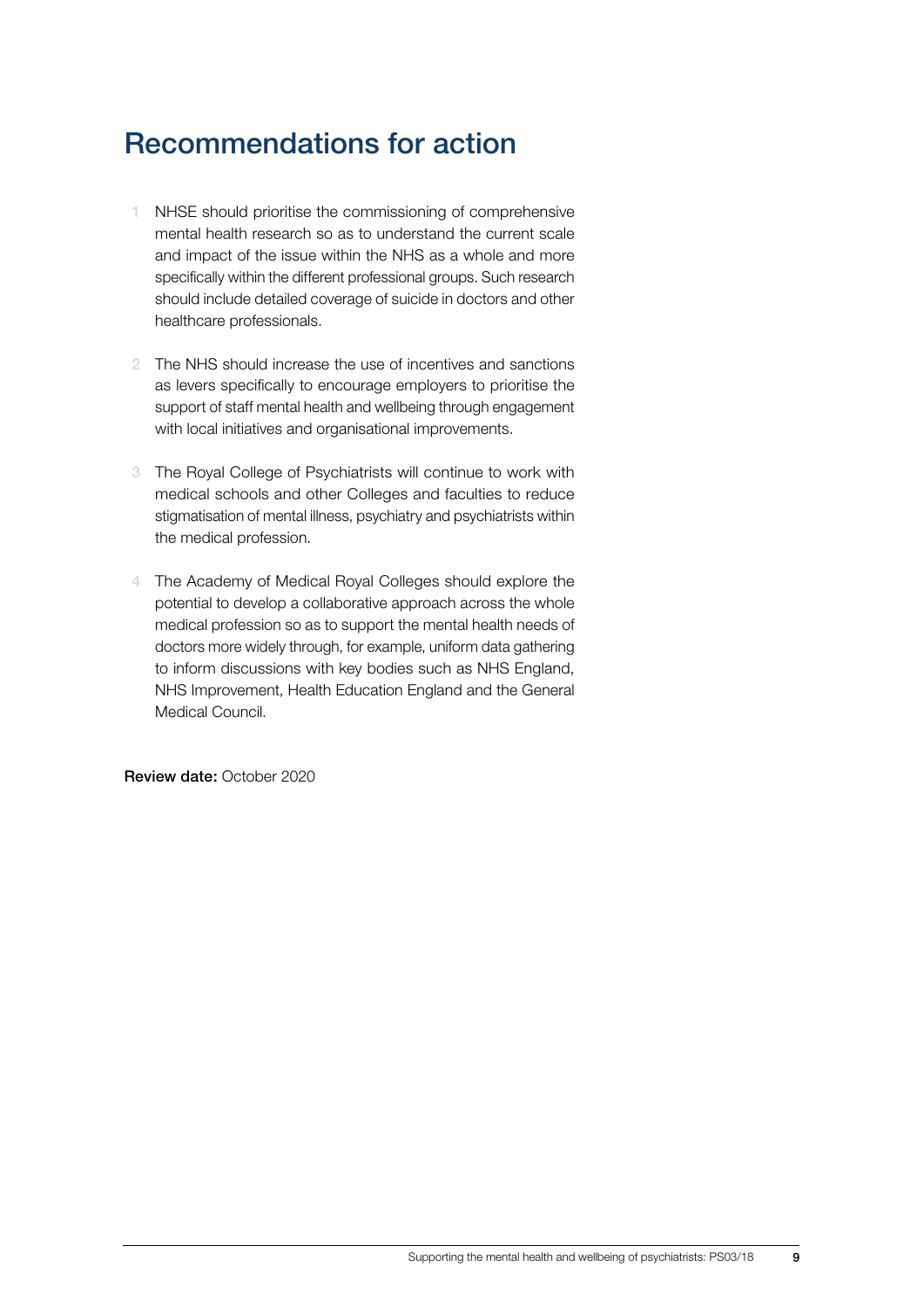## Recommendations for action

1. NHSE should prioritise the commissioning of comprehensive mental health research so as to understand the current scale and impact of the issue within the NHS as a whole and more specifically within the different professional groups. Such research should include detailed coverage of suicide in doctors and other healthcare professionals.

2. The NHS should increase the use of incentives and sanctions as levers specifically to encourage employers to prioritise the support of staff mental health and wellbeing through engagement with local initiatives and organisational improvements.

3. The Royal College of Psychiatrists will continue to work with medical schools and other Colleges and faculties to reduce stigmatisation of mental illness, psychiatry and psychiatrists within the medical profession.

4. The Academy of Medical Royal Colleges should explore the potential to develop a collaborative approach across the whole medical profession so as to support the mental health needs of doctors more widely through, for example, uniform data gathering to inform discussions with key bodies such as NHS England, NHS Improvement, Health Education England and the General Medical Council.

**Review date:** October 2020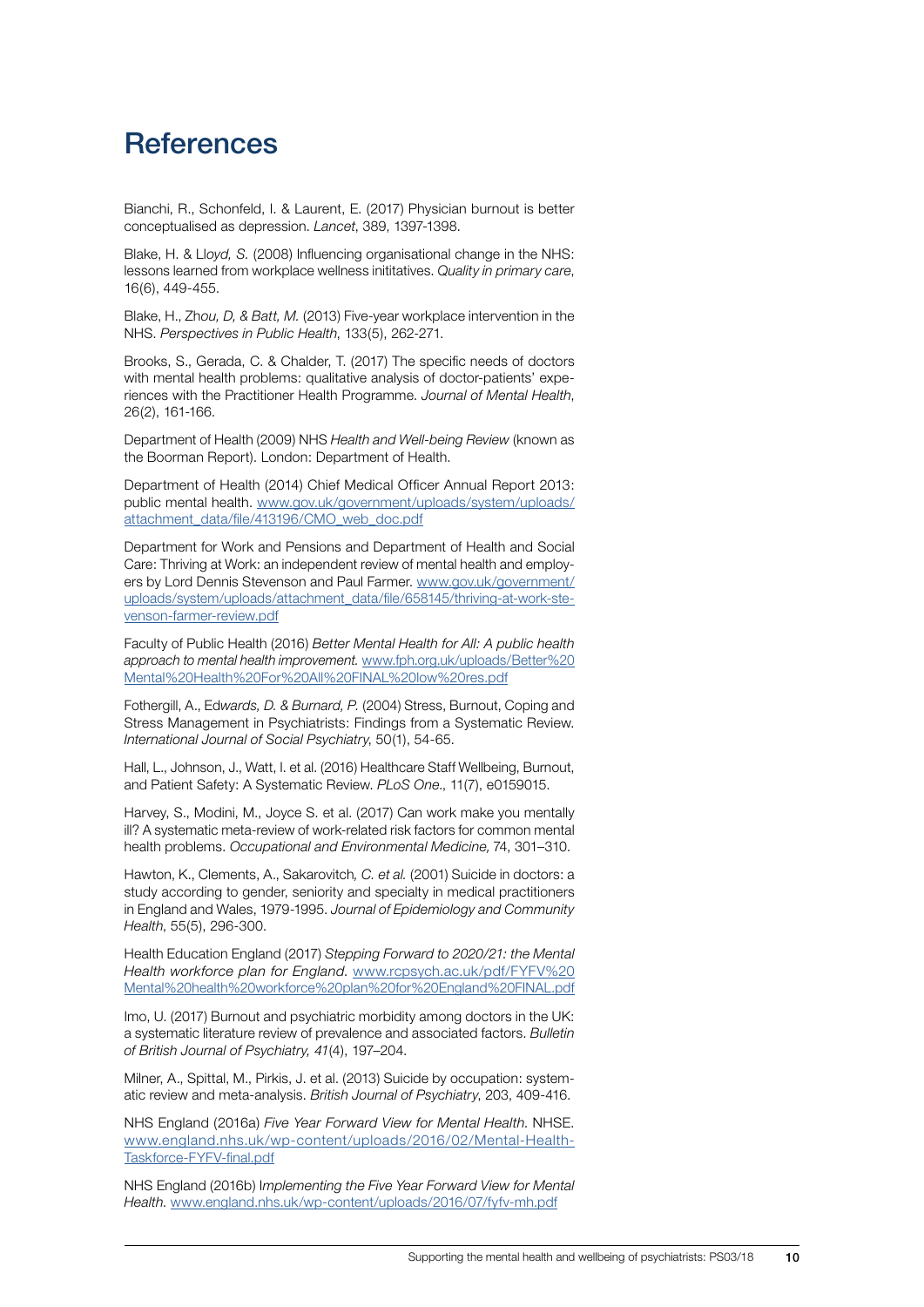# References

Bianchi, R., Schonfeld, I. & Laurent, E. (2017) Physician burnout is better conceptualised as depression. *Lancet*, 389, 1397-1398.

Blake, H. & L*loyd, S.* (2008) Influencing organisational change in the NHS: lessons learned from workplace wellness inititatives. *Quality in primary care*, 16(6), 449-455.

Blake, H., Zh*ou, D, & Batt, M.* (2013) Five-year workplace intervention in the NHS. *Perspectives in Public Health*, 133(5), 262-271.

Brooks, S., Gerada, C. & Chalder, T. (2017) The specific needs of doctors with mental health problems: qualitative analysis of doctor-patients' experiences with the Practitioner Health Programme. *Journal of Mental Health*, 26(2), 161-166.

Department of Health (2009) NHS *Health and Well-being Review* (known as the Boorman Report). London: Department of Health.

Department of Health (2014) Chief Medical Officer Annual Report 2013: public mental health. www.gov.uk/government/uploads/system/uploads/attachment_data/file/413196/CMO_web_doc.pdf

Department for Work and Pensions and Department of Health and Social Care: Thriving at Work: an independent review of mental health and employers by Lord Dennis Stevenson and Paul Farmer. www.gov.uk/government/uploads/system/uploads/attachment_data/file/658145/thriving-at-work-stevenson-farmer-review.pdf

Faculty of Public Health (2016) *Better Mental Health for All: A public health approach to mental health improvement.* www.fph.org.uk/uploads/Better%20Mental%20Health%20For%20All%20FINAL%20low%20res.pdf

Fothergill, A., Ed*wards, D. & Burnard, P.* (2004) Stress, Burnout, Coping and Stress Management in Psychiatrists: Findings from a Systematic Review. *International Journal of Social Psychiatry*, 50(1), 54-65.

Hall, L., Johnson, J., Watt, I. et al. (2016) Healthcare Staff Wellbeing, Burnout, and Patient Safety: A Systematic Review. *PLoS One*., 11(7), e0159015.

Harvey, S., Modini, M., Joyce S. et al. (2017) Can work make you mentally ill? A systematic meta-review of work-related risk factors for common mental health problems. *Occupational and Environmental Medicine,* 74, 301–310.

Hawton, K., Clements, A., Sakarovitch*, C. et al.* (2001) Suicide in doctors: a study according to gender, seniority and specialty in medical practitioners in England and Wales, 1979-1995. *Journal of Epidemiology and Community Health*, 55(5), 296-300.

Health Education England (2017) *Stepping Forward to 2020/21: the Mental Health workforce plan for England*. www.rcpsych.ac.uk/pdf/FYFV%20Mental%20health%20workforce%20plan%20for%20England%20FINAL.pdf

Imo, U. (2017) Burnout and psychiatric morbidity among doctors in the UK: a systematic literature review of prevalence and associated factors. *Bulletin of British Journal of Psychiatry, 41*(4), 197–204.

Milner, A., Spittal, M., Pirkis, J. et al. (2013) Suicide by occupation: systematic review and meta-analysis. *British Journal of Psychiatry*, 203, 409-416.

NHS England (2016a) *Five Year Forward View for Mental Health*. NHSE. www.england.nhs.uk/wp-content/uploads/2016/02/Mental-Health-Taskforce-FYFV-final.pdf

NHS England (2016b) I*mplementing the Five Year Forward View for Mental Health.* www.england.nhs.uk/wp-content/uploads/2016/07/fyfv-mh.pdf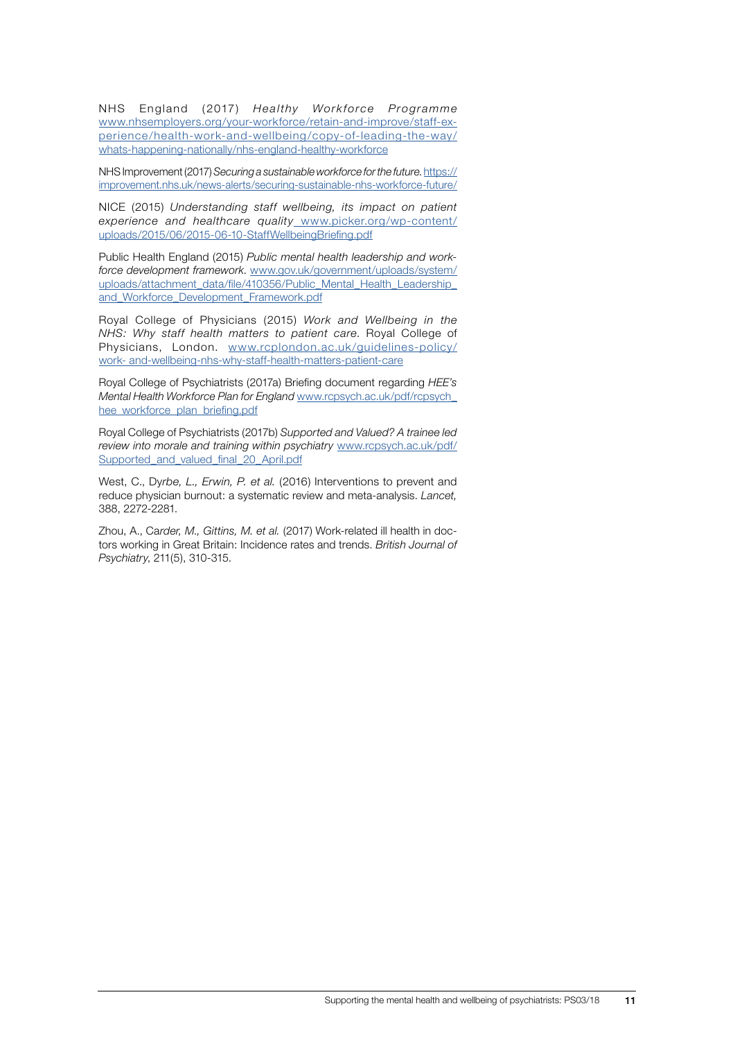NHS England (2017) *Healthy Workforce Programme* www.nhsemployers.org/your-workforce/retain-and-improve/staff-experience/health-work-and-wellbeing/copy-of-leading-the-way/whats-happening-nationally/nhs-england-healthy-workforce

NHS Improvement (2017) *Securing a sustainable workforce for the future.* https://improvement.nhs.uk/news-alerts/securing-sustainable-nhs-workforce-future/

NICE (2015) *Understanding staff wellbeing, its impact on patient experience and healthcare quality* www.picker.org/wp-content/uploads/2015/06/2015-06-10-StaffWellbeingBriefing.pdf

Public Health England (2015) *Public mental health leadership and workforce development framework.* www.gov.uk/government/uploads/system/uploads/attachment_data/file/410356/Public_Mental_Health_Leadership_and_Workforce_Development_Framework.pdf

Royal College of Physicians (2015) *Work and Wellbeing in the NHS: Why staff health matters to patient care*. Royal College of Physicians, London. www.rcplondon.ac.uk/guidelines-policy/work- and-wellbeing-nhs-why-staff-health-matters-patient-care

Royal College of Psychiatrists (2017a) Briefing document regarding *HEE's Mental Health Workforce Plan for England* www.rcpsych.ac.uk/pdf/rcpsych_hee_workforce_plan_briefing.pdf

Royal College of Psychiatrists (2017b) *Supported and Valued? A trainee led review into morale and training within psychiatry* www.rcpsych.ac.uk/pdf/Supported_and_valued_final_20_April.pdf

West, C., Dy*rbe, L., Erwin, P. et al.* (2016) Interventions to prevent and reduce physician burnout: a systematic review and meta-analysis. *Lancet,* 388, 2272-2281.

Zhou, A., Ca*rder, M., Gittins, M. et al.* (2017) Work-related ill health in doctors working in Great Britain: Incidence rates and trends. *British Journal of Psychiatry*, 211(5), 310-315.